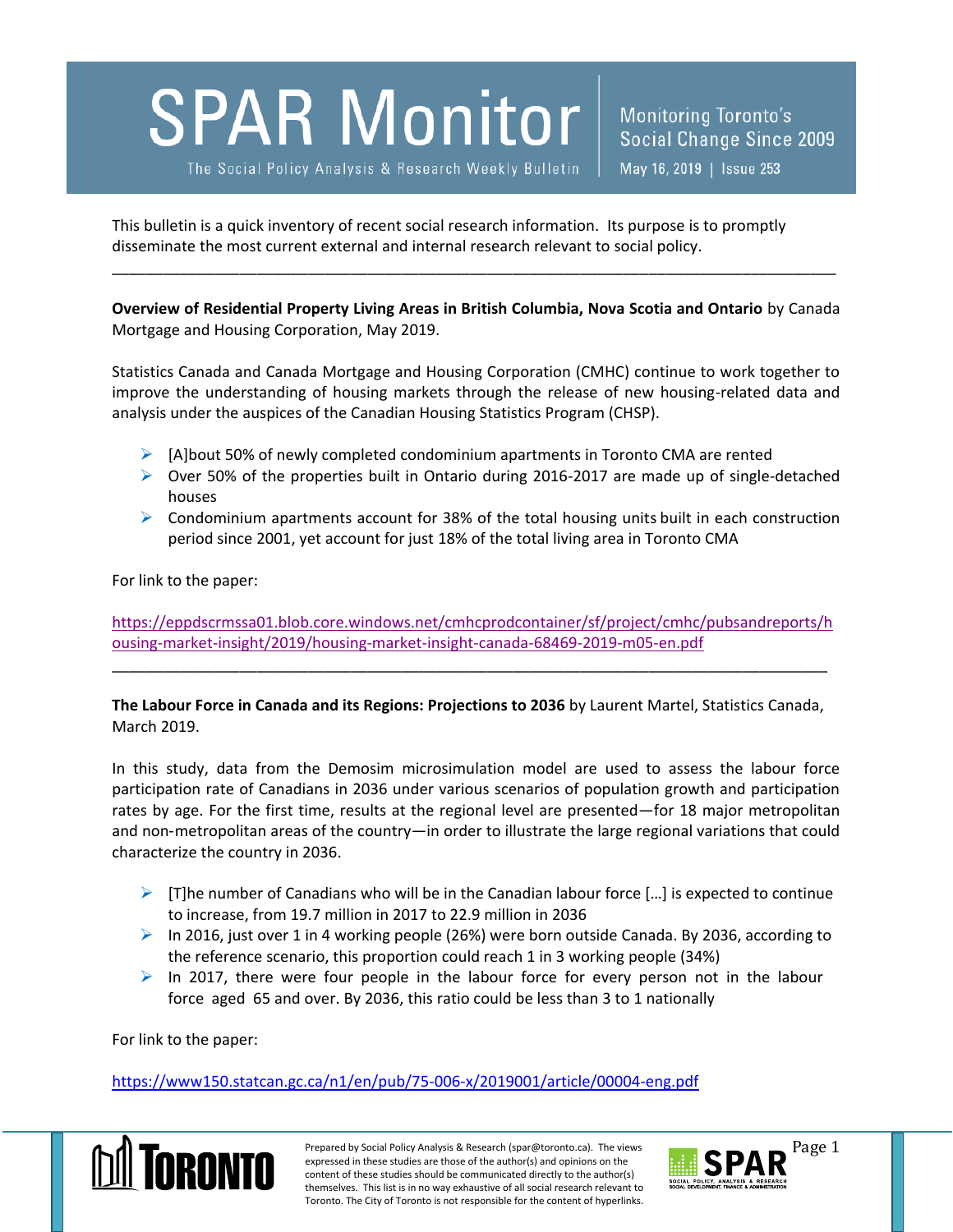# SPAR Monitor

The Social Policy Analysis & Research Weekly Bulletin

Monitoring Toronto's Social Change Since 2009

May 16, 2019 | Issue 253

This bulletin is a quick inventory of recent social research information. Its purpose is to promptly disseminate the most current external and internal research relevant to social policy.

---

**Overview of Residential Property Living Areas in British Columbia, Nova Scotia and Ontario** by Canada Mortgage and Housing Corporation, May 2019.

Statistics Canada and Canada Mortgage and Housing Corporation (CMHC) continue to work together to improve the understanding of housing markets through the release of new housing-related data and analysis under the auspices of the Canadian Housing Statistics Program (CHSP).

- [A]bout 50% of newly completed condominium apartments in Toronto CMA are rented
- Over 50% of the properties built in Ontario during 2016-2017 are made up of single-detached houses
- Condominium apartments account for 38% of the total housing units built in each construction period since 2001, yet account for just 18% of the total living area in Toronto CMA

For link to the paper:

https://eppdscrmssa01.blob.core.windows.net/cmhcprodcontainer/sf/project/cmhc/pubsandreports/housing-market-insight/2019/housing-market-insight-canada-68469-2019-m05-en.pdf

---

**The Labour Force in Canada and its Regions: Projections to 2036** by Laurent Martel, Statistics Canada, March 2019.

In this study, data from the Demosim microsimulation model are used to assess the labour force participation rate of Canadians in 2036 under various scenarios of population growth and participation rates by age. For the first time, results at the regional level are presented—for 18 major metropolitan and non-metropolitan areas of the country—in order to illustrate the large regional variations that could characterize the country in 2036.

- [T]he number of Canadians who will be in the Canadian labour force […] is expected to continue to increase, from 19.7 million in 2017 to 22.9 million in 2036
- In 2016, just over 1 in 4 working people (26%) were born outside Canada. By 2036, according to the reference scenario, this proportion could reach 1 in 3 working people (34%)
- In 2017, there were four people in the labour force for every person not in the labour force aged 65 and over. By 2036, this ratio could be less than 3 to 1 nationally

For link to the paper:

https://www150.statcan.gc.ca/n1/en/pub/75-006-x/2019001/article/00004-eng.pdf

Prepared by Social Policy Analysis & Research (spar@toronto.ca). The views expressed in these studies are those of the author(s) and opinions on the content of these studies should be communicated directly to the author(s) themselves. This list is in no way exhaustive of all social research relevant to Toronto. The City of Toronto is not responsible for the content of hyperlinks.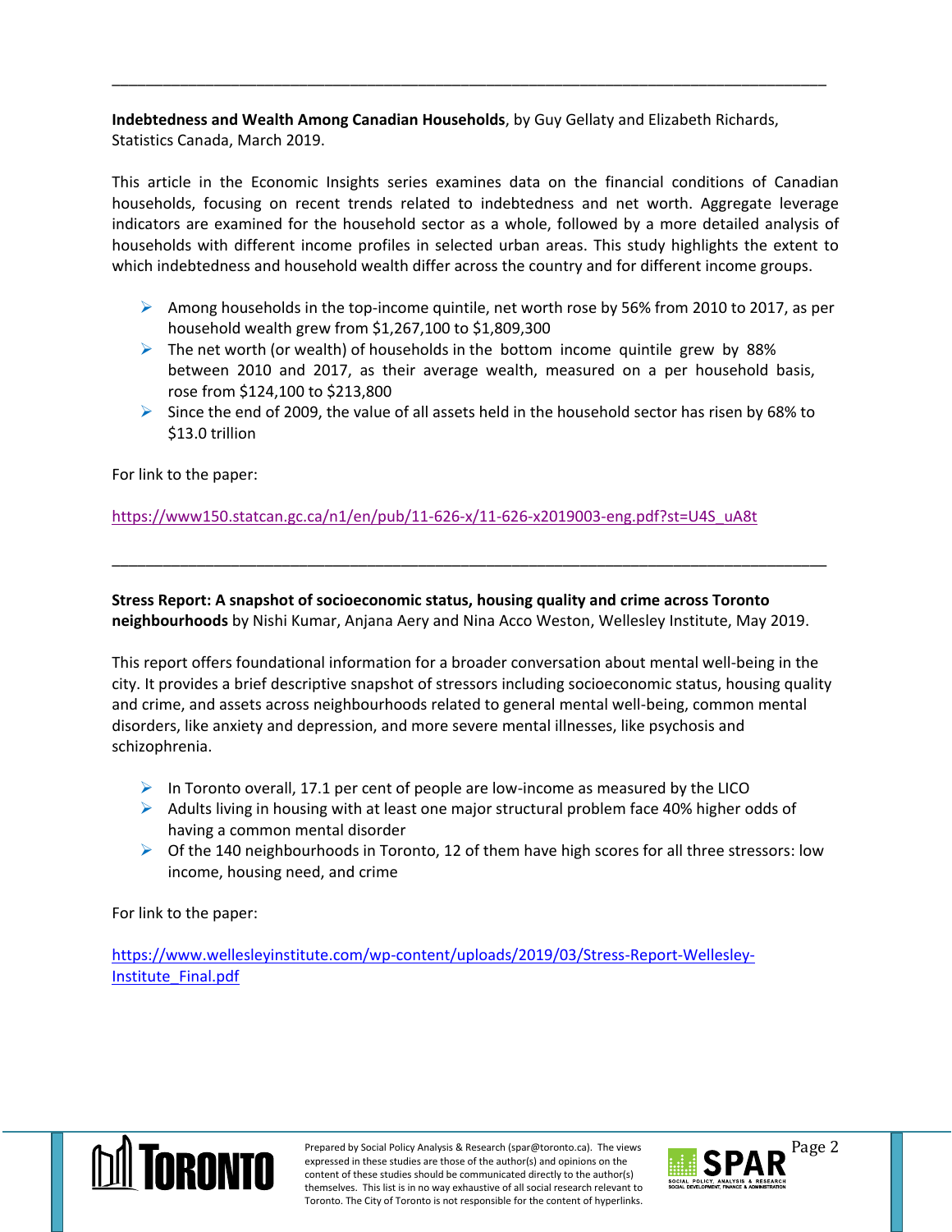---

**Indebtedness and Wealth Among Canadian Households**, by Guy Gellaty and Elizabeth Richards, Statistics Canada, March 2019.

This article in the Economic Insights series examines data on the financial conditions of Canadian households, focusing on recent trends related to indebtedness and net worth. Aggregate leverage indicators are examined for the household sector as a whole, followed by a more detailed analysis of households with different income profiles in selected urban areas. This study highlights the extent to which indebtedness and household wealth differ across the country and for different income groups.

- Among households in the top-income quintile, net worth rose by 56% from 2010 to 2017, as per household wealth grew from $1,267,100 to $1,809,300
- The net worth (or wealth) of households in the bottom income quintile grew by 88% between 2010 and 2017, as their average wealth, measured on a per household basis, rose from $124,100 to $213,800
- Since the end of 2009, the value of all assets held in the household sector has risen by 68% to $13.0 trillion

For link to the paper:

https://www150.statcan.gc.ca/n1/en/pub/11-626-x/11-626-x2019003-eng.pdf?st=U4S_uA8t

---

**Stress Report: A snapshot of socioeconomic status, housing quality and crime across Toronto neighbourhoods** by Nishi Kumar, Anjana Aery and Nina Acco Weston, Wellesley Institute, May 2019.

This report offers foundational information for a broader conversation about mental well-being in the city. It provides a brief descriptive snapshot of stressors including socioeconomic status, housing quality and crime, and assets across neighbourhoods related to general mental well-being, common mental disorders, like anxiety and depression, and more severe mental illnesses, like psychosis and schizophrenia.

- In Toronto overall, 17.1 per cent of people are low-income as measured by the LICO
- Adults living in housing with at least one major structural problem face 40% higher odds of having a common mental disorder
- Of the 140 neighbourhoods in Toronto, 12 of them have high scores for all three stressors: low income, housing need, and crime

For link to the paper:

https://www.wellesleyinstitute.com/wp-content/uploads/2019/03/Stress-Report-Wellesley-Institute_Final.pdf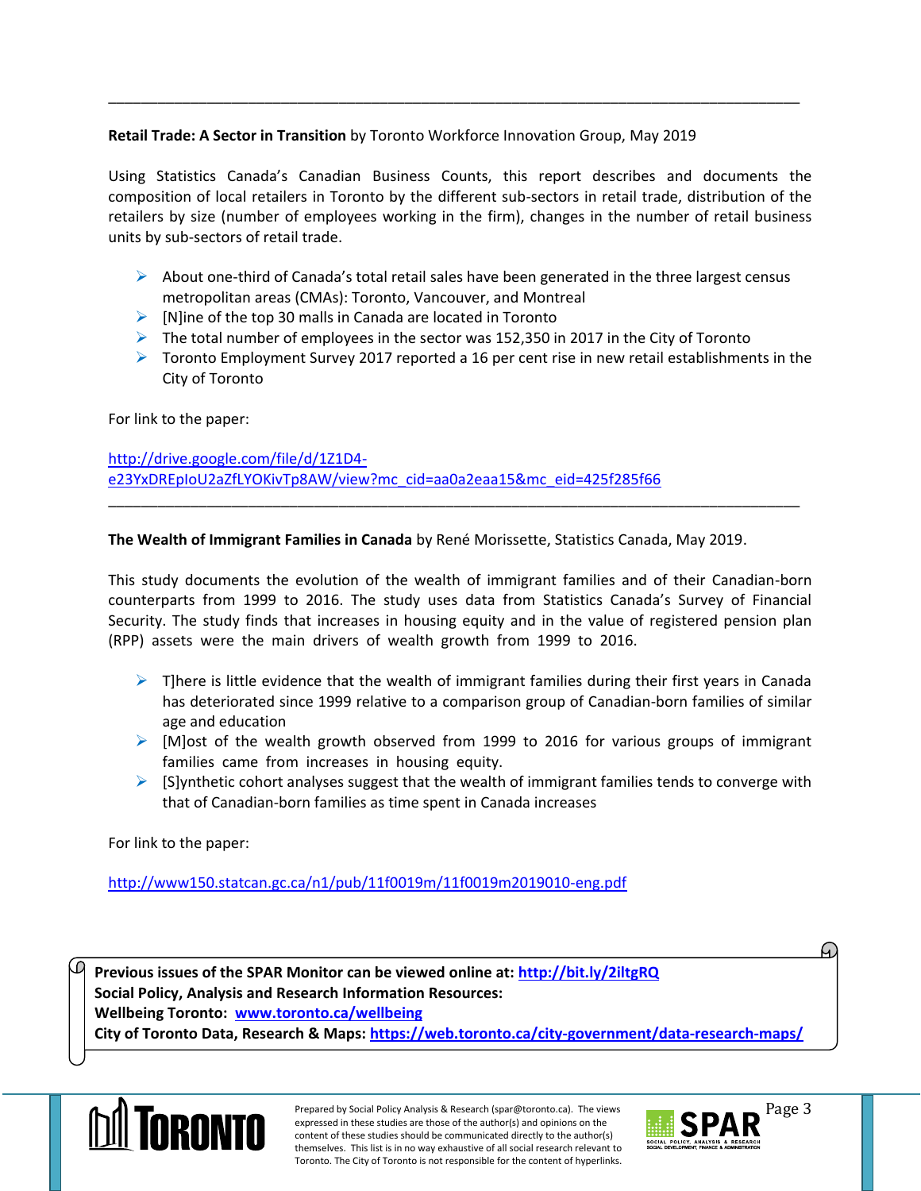---

**Retail Trade: A Sector in Transition** by Toronto Workforce Innovation Group, May 2019

Using Statistics Canada's Canadian Business Counts, this report describes and documents the composition of local retailers in Toronto by the different sub-sectors in retail trade, distribution of the retailers by size (number of employees working in the firm), changes in the number of retail business units by sub-sectors of retail trade.

- About one-third of Canada's total retail sales have been generated in the three largest census metropolitan areas (CMAs): Toronto, Vancouver, and Montreal
- [N]ine of the top 30 malls in Canada are located in Toronto
- The total number of employees in the sector was 152,350 in 2017 in the City of Toronto
- Toronto Employment Survey 2017 reported a 16 per cent rise in new retail establishments in the City of Toronto

For link to the paper:

http://drive.google.com/file/d/1Z1D4-e23YxDREploU2aZfLYOKivTp8AW/view?mc_cid=aa0a2eaa15&mc_eid=425f285f66

---

**The Wealth of Immigrant Families in Canada** by René Morissette, Statistics Canada, May 2019.

This study documents the evolution of the wealth of immigrant families and of their Canadian-born counterparts from 1999 to 2016. The study uses data from Statistics Canada's Survey of Financial Security. The study finds that increases in housing equity and in the value of registered pension plan (RPP) assets were the main drivers of wealth growth from 1999 to 2016.

- T]here is little evidence that the wealth of immigrant families during their first years in Canada has deteriorated since 1999 relative to a comparison group of Canadian-born families of similar age and education
- [M]ost of the wealth growth observed from 1999 to 2016 for various groups of immigrant families came from increases in housing equity.
- [S]ynthetic cohort analyses suggest that the wealth of immigrant families tends to converge with that of Canadian-born families as time spent in Canada increases

For link to the paper:

http://www150.statcan.gc.ca/n1/pub/11f0019m/11f0019m2019010-eng.pdf

**Previous issues of the SPAR Monitor can be viewed online at: http://bit.ly/2iltgRQ**
**Social Policy, Analysis and Research Information Resources:**
**Wellbeing Toronto: www.toronto.ca/wellbeing**
**City of Toronto Data, Research & Maps: https://web.toronto.ca/city-government/data-research-maps/**

Prepared by Social Policy Analysis & Research (spar@toronto.ca). The views expressed in these studies are those of the author(s) and opinions on the content of these studies should be communicated directly to the author(s) themselves. This list is in no way exhaustive of all social research relevant to Toronto. The City of Toronto is not responsible for the content of hyperlinks.